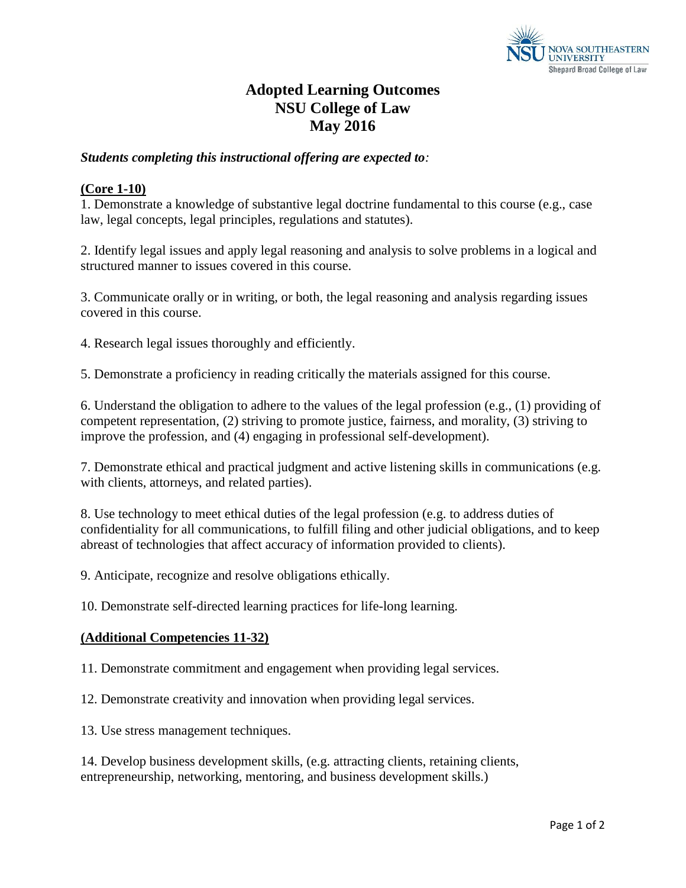# Adopted Learning Outcomes
# NSU College of Law
# May 2016

***Students completing this instructional offering are expected to:***

**(Core 1-10)**

1. Demonstrate a knowledge of substantive legal doctrine fundamental to this course (e.g., case law, legal concepts, legal principles, regulations and statutes).

2. Identify legal issues and apply legal reasoning and analysis to solve problems in a logical and structured manner to issues covered in this course.

3. Communicate orally or in writing, or both, the legal reasoning and analysis regarding issues covered in this course.

4. Research legal issues thoroughly and efficiently.

5. Demonstrate a proficiency in reading critically the materials assigned for this course.

6. Understand the obligation to adhere to the values of the legal profession (e.g., (1) providing of competent representation, (2) striving to promote justice, fairness, and morality, (3) striving to improve the profession, and (4) engaging in professional self-development).

7. Demonstrate ethical and practical judgment and active listening skills in communications (e.g. with clients, attorneys, and related parties).

8. Use technology to meet ethical duties of the legal profession (e.g. to address duties of confidentiality for all communications, to fulfill filing and other judicial obligations, and to keep abreast of technologies that affect accuracy of information provided to clients).

9. Anticipate, recognize and resolve obligations ethically.

10. Demonstrate self-directed learning practices for life-long learning.

**(Additional Competencies 11-32)**

11. Demonstrate commitment and engagement when providing legal services.

12. Demonstrate creativity and innovation when providing legal services.

13. Use stress management techniques.

14. Develop business development skills, (e.g. attracting clients, retaining clients, entrepreneurship, networking, mentoring, and business development skills.)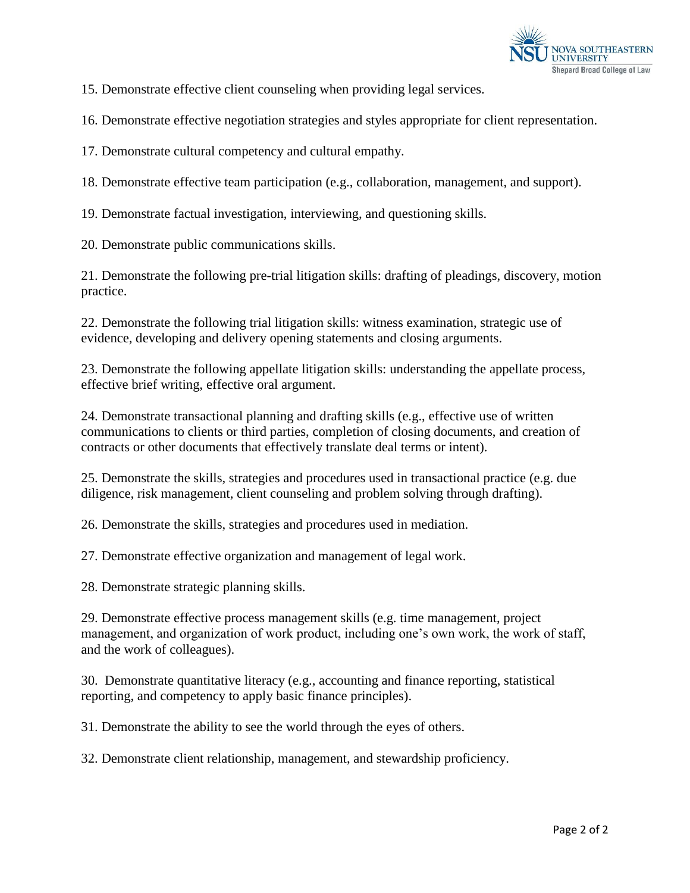15. Demonstrate effective client counseling when providing legal services.

16. Demonstrate effective negotiation strategies and styles appropriate for client representation.

17. Demonstrate cultural competency and cultural empathy.

18. Demonstrate effective team participation (e.g., collaboration, management, and support).

19. Demonstrate factual investigation, interviewing, and questioning skills.

20. Demonstrate public communications skills.

21. Demonstrate the following pre-trial litigation skills: drafting of pleadings, discovery, motion practice.

22. Demonstrate the following trial litigation skills: witness examination, strategic use of evidence, developing and delivery opening statements and closing arguments.

23. Demonstrate the following appellate litigation skills: understanding the appellate process, effective brief writing, effective oral argument.

24. Demonstrate transactional planning and drafting skills (e.g., effective use of written communications to clients or third parties, completion of closing documents, and creation of contracts or other documents that effectively translate deal terms or intent).

25. Demonstrate the skills, strategies and procedures used in transactional practice (e.g. due diligence, risk management, client counseling and problem solving through drafting).

26. Demonstrate the skills, strategies and procedures used in mediation.

27. Demonstrate effective organization and management of legal work.

28. Demonstrate strategic planning skills.

29. Demonstrate effective process management skills (e.g. time management, project management, and organization of work product, including one's own work, the work of staff, and the work of colleagues).

30. Demonstrate quantitative literacy (e.g., accounting and finance reporting, statistical reporting, and competency to apply basic finance principles).

31. Demonstrate the ability to see the world through the eyes of others.

32. Demonstrate client relationship, management, and stewardship proficiency.